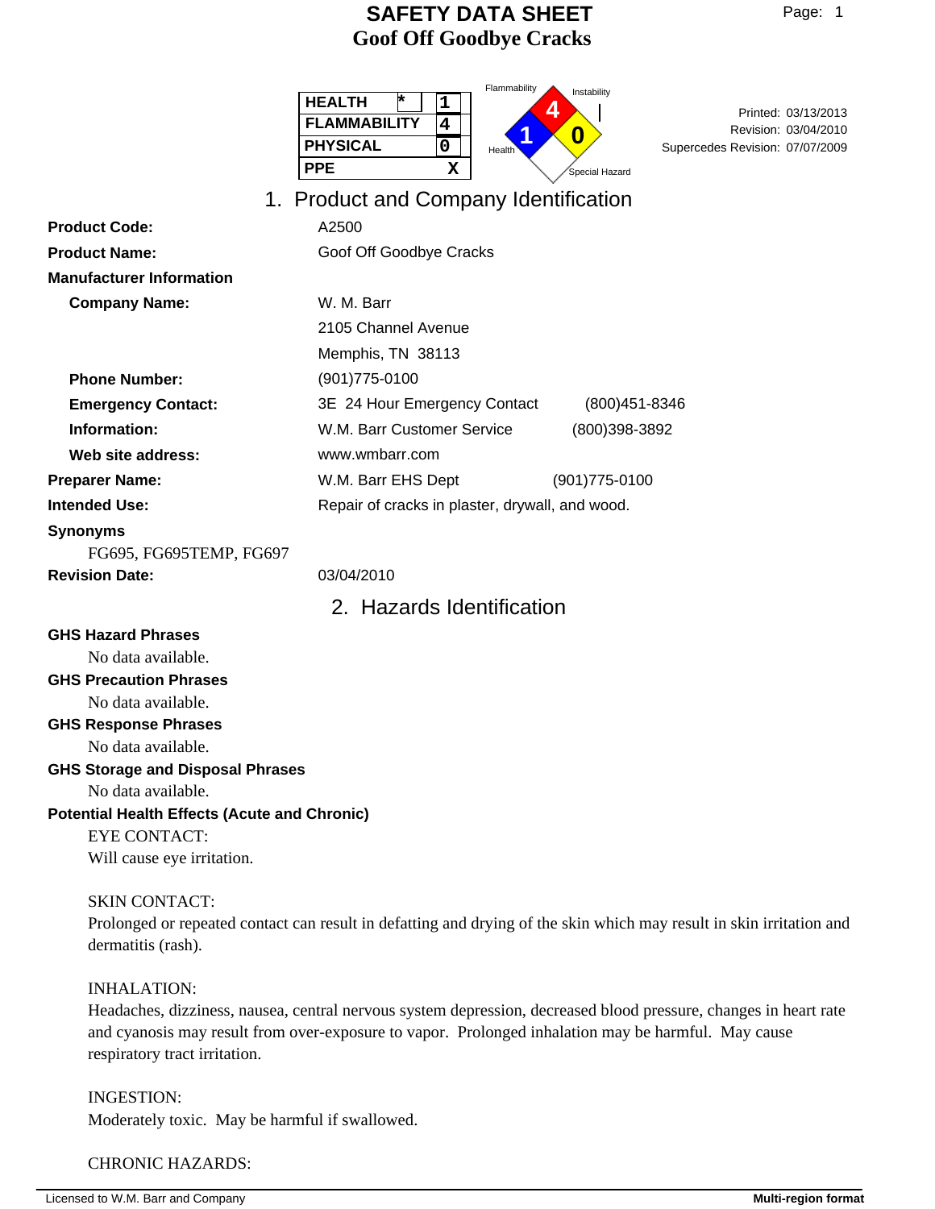# SAFETY DATA SHEET
# Goof Off Goodbye Cracks

| HEALTH | * | 1 |
|---|---|---|
| FLAMMABILITY | | 4 |
| PHYSICAL | | 0 |
| PPE | | X |

Flammability: 4
Instability: 0
Health: 1
Special Hazard

Printed: 03/13/2013
Revision: 03/04/2010
Supercedes Revision: 07/07/2009

## 1. Product and Company Identification

**Product Code:** A2500

**Product Name:** Goof Off Goodbye Cracks

**Manufacturer Information**

**Company Name:** W. M. Barr
2105 Channel Avenue
Memphis, TN 38113

**Phone Number:** (901)775-0100

**Emergency Contact:** 3E 24 Hour Emergency Contact (800)451-8346

**Information:** W.M. Barr Customer Service (800)398-3892

**Web site address:** www.wmbarr.com

**Preparer Name:** W.M. Barr EHS Dept (901)775-0100

**Intended Use:** Repair of cracks in plaster, drywall, and wood.

**Synonyms**

FG695, FG695TEMP, FG697

**Revision Date:** 03/04/2010

## 2. Hazards Identification

**GHS Hazard Phrases**

No data available.

**GHS Precaution Phrases**

No data available.

**GHS Response Phrases**

No data available.

**GHS Storage and Disposal Phrases**

No data available.

**Potential Health Effects (Acute and Chronic)**

EYE CONTACT:
Will cause eye irritation.

SKIN CONTACT:
Prolonged or repeated contact can result in defatting and drying of the skin which may result in skin irritation and dermatitis (rash).

INHALATION:
Headaches, dizziness, nausea, central nervous system depression, decreased blood pressure, changes in heart rate and cyanosis may result from over-exposure to vapor. Prolonged inhalation may be harmful. May cause respiratory tract irritation.

INGESTION:
Moderately toxic. May be harmful if swallowed.

CHRONIC HAZARDS: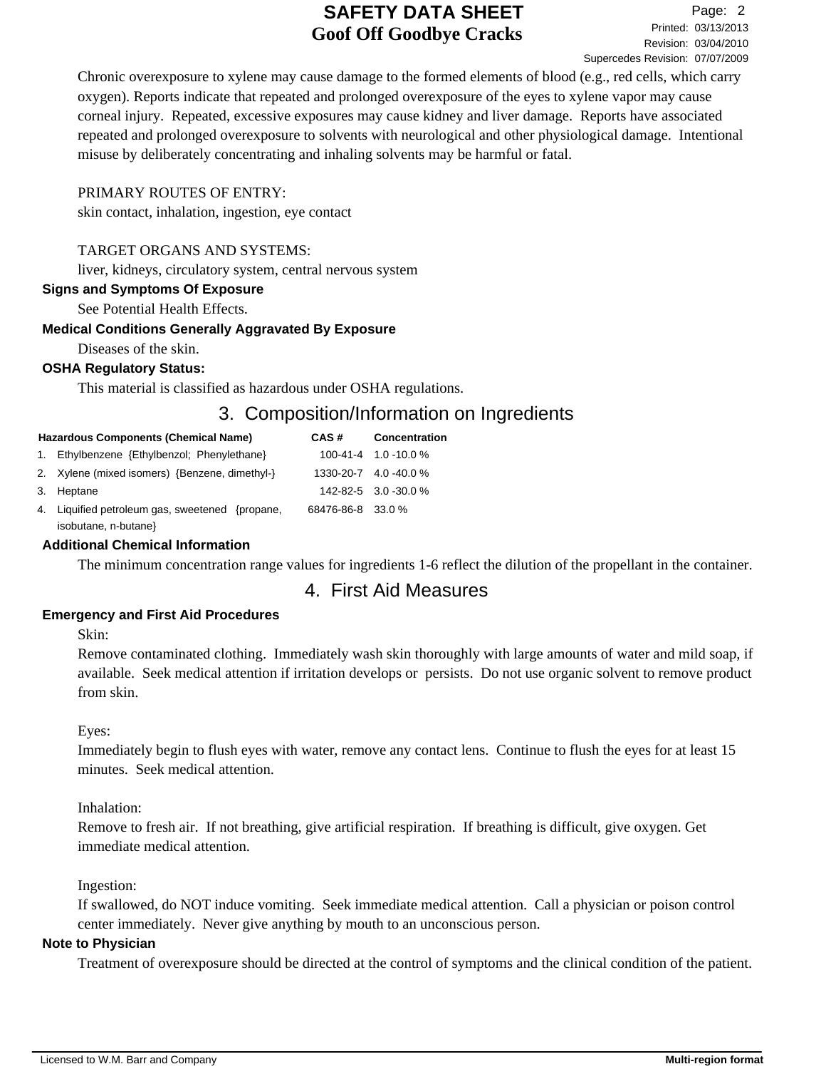Chronic overexposure to xylene may cause damage to the formed elements of blood (e.g., red cells, which carry oxygen). Reports indicate that repeated and prolonged overexposure of the eyes to xylene vapor may cause corneal injury. Repeated, excessive exposures may cause kidney and liver damage. Reports have associated repeated and prolonged overexposure to solvents with neurological and other physiological damage. Intentional misuse by deliberately concentrating and inhaling solvents may be harmful or fatal.

PRIMARY ROUTES OF ENTRY:
skin contact, inhalation, ingestion, eye contact

TARGET ORGANS AND SYSTEMS:
liver, kidneys, circulatory system, central nervous system

**Signs and Symptoms Of Exposure**

See Potential Health Effects.

**Medical Conditions Generally Aggravated By Exposure**

Diseases of the skin.

**OSHA Regulatory Status:**

This material is classified as hazardous under OSHA regulations.

## 3. Composition/Information on Ingredients

| Hazardous Components (Chemical Name) | CAS # | Concentration |
|---|---|---|
| 1. Ethylbenzene {Ethylbenzol; Phenylethane} | 100-41-4 | 1.0 -10.0 % |
| 2. Xylene (mixed isomers) {Benzene, dimethyl-} | 1330-20-7 | 4.0 -40.0 % |
| 3. Heptane | 142-82-5 | 3.0 -30.0 % |
| 4. Liquified petroleum gas, sweetened {propane, isobutane, n-butane} | 68476-86-8 | 33.0 % |

**Additional Chemical Information**

The minimum concentration range values for ingredients 1-6 reflect the dilution of the propellant in the container.

## 4. First Aid Measures

**Emergency and First Aid Procedures**

Skin:
Remove contaminated clothing. Immediately wash skin thoroughly with large amounts of water and mild soap, if available. Seek medical attention if irritation develops or persists. Do not use organic solvent to remove product from skin.

Eyes:
Immediately begin to flush eyes with water, remove any contact lens. Continue to flush the eyes for at least 15 minutes. Seek medical attention.

Inhalation:
Remove to fresh air. If not breathing, give artificial respiration. If breathing is difficult, give oxygen. Get immediate medical attention.

Ingestion:
If swallowed, do NOT induce vomiting. Seek immediate medical attention. Call a physician or poison control center immediately. Never give anything by mouth to an unconscious person.

**Note to Physician**

Treatment of overexposure should be directed at the control of symptoms and the clinical condition of the patient.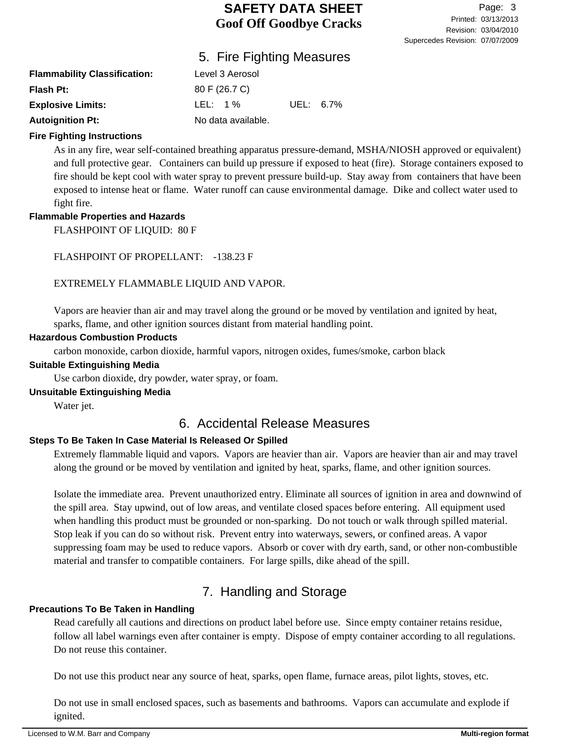## 5. Fire Fighting Measures

**Flammability Classification:** Level 3 Aerosol

**Flash Pt:** 80 F (26.7 C)

**Explosive Limits:** LEL: 1 % UEL: 6.7%

**Autoignition Pt:** No data available.

### Fire Fighting Instructions

As in any fire, wear self-contained breathing apparatus pressure-demand, MSHA/NIOSH approved or equivalent) and full protective gear. Containers can build up pressure if exposed to heat (fire). Storage containers exposed to fire should be kept cool with water spray to prevent pressure build-up. Stay away from containers that have been exposed to intense heat or flame. Water runoff can cause environmental damage. Dike and collect water used to fight fire.

### Flammable Properties and Hazards

FLASHPOINT OF LIQUID: 80 F

FLASHPOINT OF PROPELLANT: -138.23 F

EXTREMELY FLAMMABLE LIQUID AND VAPOR.

Vapors are heavier than air and may travel along the ground or be moved by ventilation and ignited by heat, sparks, flame, and other ignition sources distant from material handling point.

### Hazardous Combustion Products

carbon monoxide, carbon dioxide, harmful vapors, nitrogen oxides, fumes/smoke, carbon black

### Suitable Extinguishing Media

Use carbon dioxide, dry powder, water spray, or foam.

### Unsuitable Extinguishing Media

Water jet.

## 6. Accidental Release Measures

### Steps To Be Taken In Case Material Is Released Or Spilled

Extremely flammable liquid and vapors. Vapors are heavier than air. Vapors are heavier than air and may travel along the ground or be moved by ventilation and ignited by heat, sparks, flame, and other ignition sources.

Isolate the immediate area. Prevent unauthorized entry. Eliminate all sources of ignition in area and downwind of the spill area. Stay upwind, out of low areas, and ventilate closed spaces before entering. All equipment used when handling this product must be grounded or non-sparking. Do not touch or walk through spilled material. Stop leak if you can do so without risk. Prevent entry into waterways, sewers, or confined areas. A vapor suppressing foam may be used to reduce vapors. Absorb or cover with dry earth, sand, or other non-combustible material and transfer to compatible containers. For large spills, dike ahead of the spill.

## 7. Handling and Storage

### Precautions To Be Taken in Handling

Read carefully all cautions and directions on product label before use. Since empty container retains residue, follow all label warnings even after container is empty. Dispose of empty container according to all regulations. Do not reuse this container.

Do not use this product near any source of heat, sparks, open flame, furnace areas, pilot lights, stoves, etc.

Do not use in small enclosed spaces, such as basements and bathrooms. Vapors can accumulate and explode if ignited.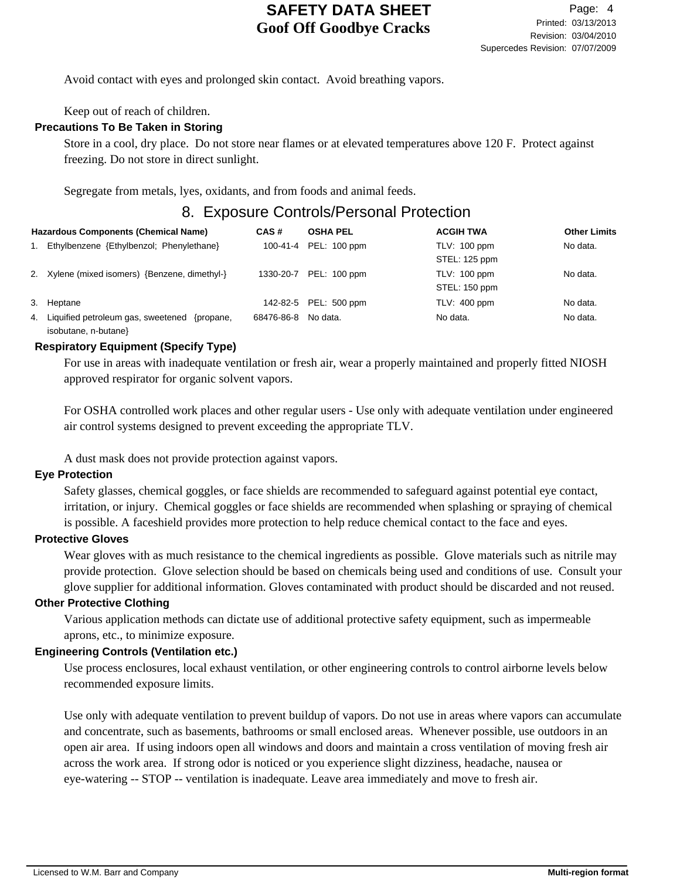Avoid contact with eyes and prolonged skin contact. Avoid breathing vapors.

Keep out of reach of children.

**Precautions To Be Taken in Storing**

Store in a cool, dry place. Do not store near flames or at elevated temperatures above 120 F. Protect against freezing. Do not store in direct sunlight.

Segregate from metals, lyes, oxidants, and from foods and animal feeds.

## 8. Exposure Controls/Personal Protection

| Hazardous Components (Chemical Name) | CAS # | OSHA PEL | ACGIH TWA | Other Limits |
|---|---|---|---|---|
| 1. Ethylbenzene {Ethylbenzol; Phenylethane} | 100-41-4 | PEL: 100 ppm | TLV: 100 ppm<br>STEL: 125 ppm | No data. |
| 2. Xylene (mixed isomers) {Benzene, dimethyl-} | 1330-20-7 | PEL: 100 ppm | TLV: 100 ppm<br>STEL: 150 ppm | No data. |
| 3. Heptane | 142-82-5 | PEL: 500 ppm | TLV: 400 ppm | No data. |
| 4. Liquified petroleum gas, sweetened {propane, isobutane, n-butane} | 68476-86-8 | No data. | No data. | No data. |

**Respiratory Equipment (Specify Type)**

For use in areas with inadequate ventilation or fresh air, wear a properly maintained and properly fitted NIOSH approved respirator for organic solvent vapors.

For OSHA controlled work places and other regular users - Use only with adequate ventilation under engineered air control systems designed to prevent exceeding the appropriate TLV.

A dust mask does not provide protection against vapors.

**Eye Protection**

Safety glasses, chemical goggles, or face shields are recommended to safeguard against potential eye contact, irritation, or injury. Chemical goggles or face shields are recommended when splashing or spraying of chemical is possible. A faceshield provides more protection to help reduce chemical contact to the face and eyes.

**Protective Gloves**

Wear gloves with as much resistance to the chemical ingredients as possible. Glove materials such as nitrile may provide protection. Glove selection should be based on chemicals being used and conditions of use. Consult your glove supplier for additional information. Gloves contaminated with product should be discarded and not reused.

**Other Protective Clothing**

Various application methods can dictate use of additional protective safety equipment, such as impermeable aprons, etc., to minimize exposure.

**Engineering Controls (Ventilation etc.)**

Use process enclosures, local exhaust ventilation, or other engineering controls to control airborne levels below recommended exposure limits.

Use only with adequate ventilation to prevent buildup of vapors. Do not use in areas where vapors can accumulate and concentrate, such as basements, bathrooms or small enclosed areas. Whenever possible, use outdoors in an open air area. If using indoors open all windows and doors and maintain a cross ventilation of moving fresh air across the work area. If strong odor is noticed or you experience slight dizziness, headache, nausea or eye-watering -- STOP -- ventilation is inadequate. Leave area immediately and move to fresh air.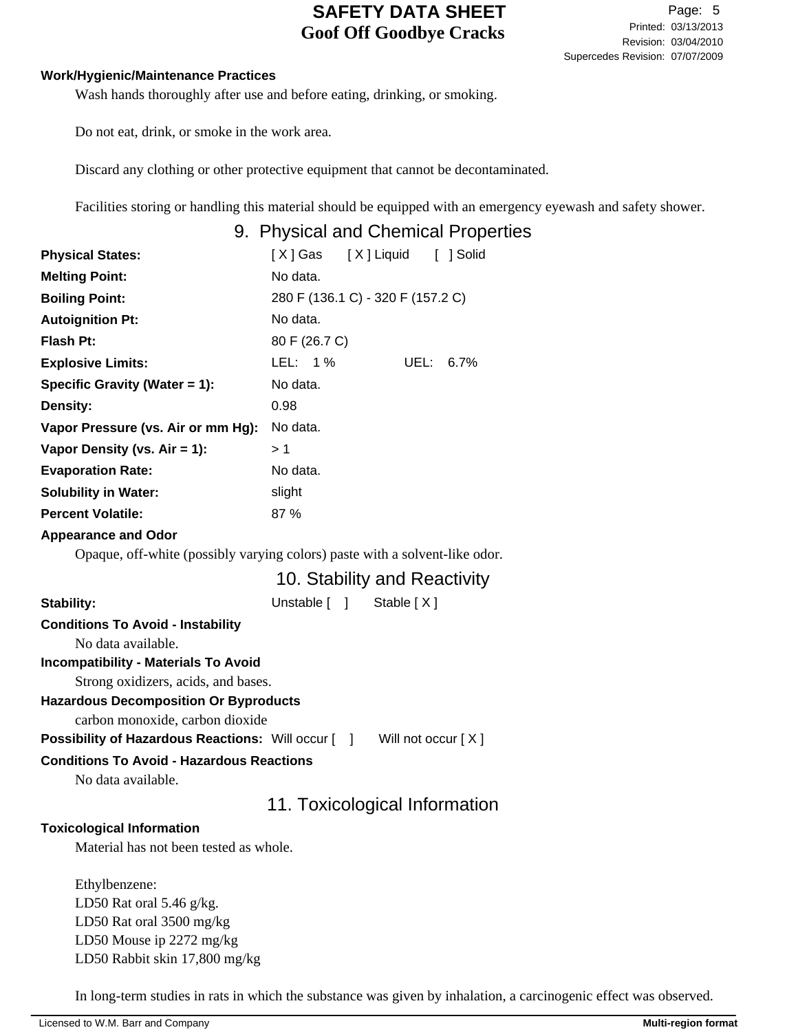**Work/Hygienic/Maintenance Practices**

Wash hands thoroughly after use and before eating, drinking, or smoking.

Do not eat, drink, or smoke in the work area.

Discard any clothing or other protective equipment that cannot be decontaminated.

Facilities storing or handling this material should be equipped with an emergency eyewash and safety shower.

## 9. Physical and Chemical Properties

| | |
|---|---|
| **Physical States:** | [X] Gas [X] Liquid [ ] Solid |
| **Melting Point:** | No data. |
| **Boiling Point:** | 280 F (136.1 C) - 320 F (157.2 C) |
| **Autoignition Pt:** | No data. |
| **Flash Pt:** | 80 F (26.7 C) |
| **Explosive Limits:** | LEL: 1 % UEL: 6.7% |
| **Specific Gravity (Water = 1):** | No data. |
| **Density:** | 0.98 |
| **Vapor Pressure (vs. Air or mm Hg):** | No data. |
| **Vapor Density (vs. Air = 1):** | > 1 |
| **Evaporation Rate:** | No data. |
| **Solubility in Water:** | slight |
| **Percent Volatile:** | 87 % |

**Appearance and Odor**

Opaque, off-white (possibly varying colors) paste with a solvent-like odor.

## 10. Stability and Reactivity

**Stability:** Unstable [ ] Stable [X]

**Conditions To Avoid - Instability**

No data available.

**Incompatibility - Materials To Avoid**

Strong oxidizers, acids, and bases.

**Hazardous Decomposition Or Byproducts**

carbon monoxide, carbon dioxide

**Possibility of Hazardous Reactions:** Will occur [ ] Will not occur [X]

**Conditions To Avoid - Hazardous Reactions**

No data available.

## 11. Toxicological Information

**Toxicological Information**

Material has not been tested as whole.

Ethylbenzene:
LD50 Rat oral 5.46 g/kg.
LD50 Rat oral 3500 mg/kg
LD50 Mouse ip 2272 mg/kg
LD50 Rabbit skin 17,800 mg/kg

In long-term studies in rats in which the substance was given by inhalation, a carcinogenic effect was observed.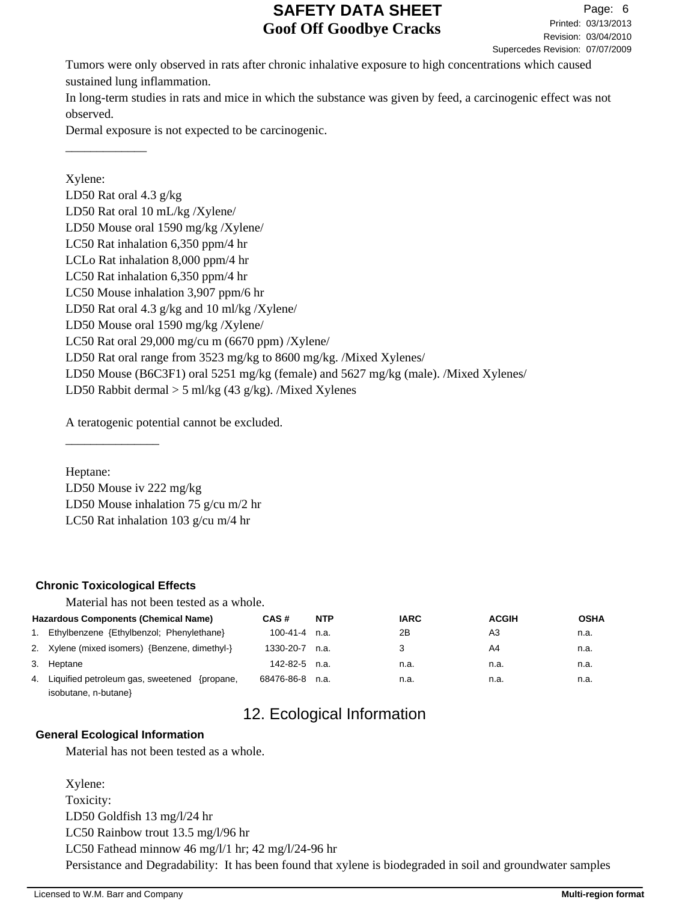Tumors were only observed in rats after chronic inhalative exposure to high concentrations which caused sustained lung inflammation.
In long-term studies in rats and mice in which the substance was given by feed, a carcinogenic effect was not observed.
Dermal exposure is not expected to be carcinogenic.

_____________

Xylene:
LD50 Rat oral 4.3 g/kg
LD50 Rat oral 10 mL/kg /Xylene/
LD50 Mouse oral 1590 mg/kg /Xylene/
LC50 Rat inhalation 6,350 ppm/4 hr
LCLo Rat inhalation 8,000 ppm/4 hr
LC50 Rat inhalation 6,350 ppm/4 hr
LC50 Mouse inhalation 3,907 ppm/6 hr
LD50 Rat oral 4.3 g/kg and 10 ml/kg /Xylene/
LD50 Mouse oral 1590 mg/kg /Xylene/
LC50 Rat oral 29,000 mg/cu m (6670 ppm) /Xylene/
LD50 Rat oral range from 3523 mg/kg to 8600 mg/kg. /Mixed Xylenes/
LD50 Mouse (B6C3F1) oral 5251 mg/kg (female) and 5627 mg/kg (male). /Mixed Xylenes/
LD50 Rabbit dermal > 5 ml/kg (43 g/kg). /Mixed Xylenes

A teratogenic potential cannot be excluded.

_______________

Heptane:
LD50 Mouse iv 222 mg/kg
LD50 Mouse inhalation 75 g/cu m/2 hr
LC50 Rat inhalation 103 g/cu m/4 hr

**Chronic Toxicological Effects**

Material has not been tested as a whole.

| Hazardous Components (Chemical Name) | CAS # | NTP | IARC | ACGIH | OSHA |
|---|---|---|---|---|---|
| 1. Ethylbenzene {Ethylbenzol; Phenylethane} | 100-41-4 | n.a. | 2B | A3 | n.a. |
| 2. Xylene (mixed isomers) {Benzene, dimethyl-} | 1330-20-7 | n.a. | 3 | A4 | n.a. |
| 3. Heptane | 142-82-5 | n.a. | n.a. | n.a. | n.a. |
| 4. Liquified petroleum gas, sweetened {propane, isobutane, n-butane} | 68476-86-8 | n.a. | n.a. | n.a. | n.a. |

## 12. Ecological Information

**General Ecological Information**

Material has not been tested as a whole.

Xylene:
Toxicity:
LD50 Goldfish 13 mg/l/24 hr
LC50 Rainbow trout 13.5 mg/l/96 hr
LC50 Fathead minnow 46 mg/l/1 hr; 42 mg/l/24-96 hr
Persistance and Degradability: It has been found that xylene is biodegraded in soil and groundwater samples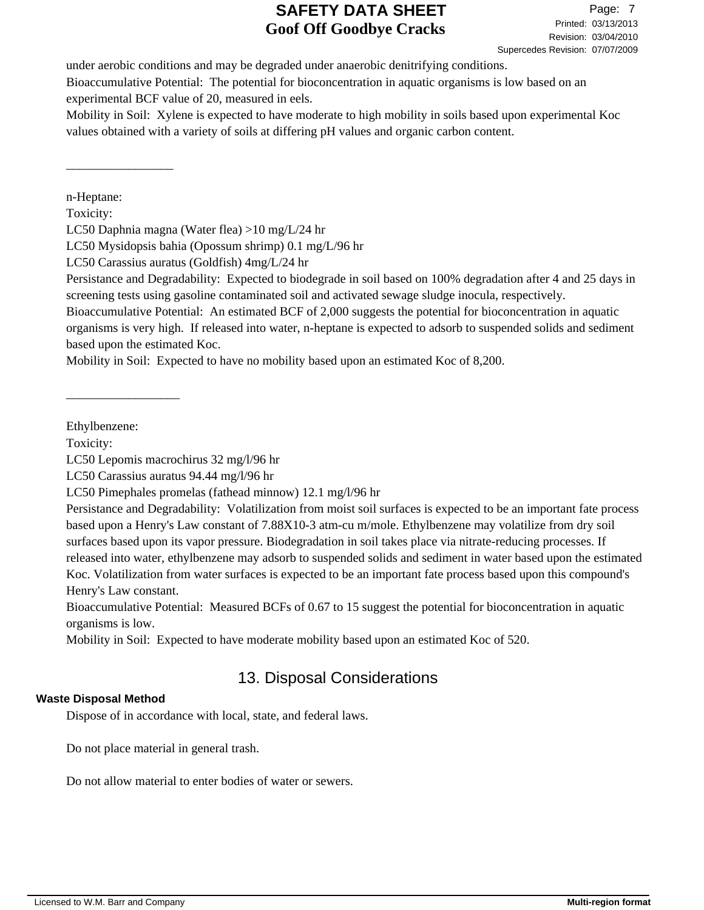under aerobic conditions and may be degraded under anaerobic denitrifying conditions.
Bioaccumulative Potential: The potential for bioconcentration in aquatic organisms is low based on an experimental BCF value of 20, measured in eels.
Mobility in Soil: Xylene is expected to have moderate to high mobility in soils based upon experimental Koc values obtained with a variety of soils at differing pH values and organic carbon content.

_________________

n-Heptane:
Toxicity:
LC50 Daphnia magna (Water flea) >10 mg/L/24 hr
LC50 Mysidopsis bahia (Opossum shrimp) 0.1 mg/L/96 hr
LC50 Carassius auratus (Goldfish) 4mg/L/24 hr
Persistance and Degradability: Expected to biodegrade in soil based on 100% degradation after 4 and 25 days in screening tests using gasoline contaminated soil and activated sewage sludge inocula, respectively.
Bioaccumulative Potential: An estimated BCF of 2,000 suggests the potential for bioconcentration in aquatic organisms is very high. If released into water, n-heptane is expected to adsorb to suspended solids and sediment based upon the estimated Koc.
Mobility in Soil: Expected to have no mobility based upon an estimated Koc of 8,200.

_________________

Ethylbenzene:
Toxicity:
LC50 Lepomis macrochirus 32 mg/l/96 hr
LC50 Carassius auratus 94.44 mg/l/96 hr
LC50 Pimephales promelas (fathead minnow) 12.1 mg/l/96 hr
Persistance and Degradability: Volatilization from moist soil surfaces is expected to be an important fate process based upon a Henry's Law constant of 7.88X10-3 atm-cu m/mole. Ethylbenzene may volatilize from dry soil surfaces based upon its vapor pressure. Biodegradation in soil takes place via nitrate-reducing processes. If released into water, ethylbenzene may adsorb to suspended solids and sediment in water based upon the estimated Koc. Volatilization from water surfaces is expected to be an important fate process based upon this compound's Henry's Law constant.
Bioaccumulative Potential: Measured BCFs of 0.67 to 15 suggest the potential for bioconcentration in aquatic organisms is low.
Mobility in Soil: Expected to have moderate mobility based upon an estimated Koc of 520.

## 13. Disposal Considerations

### Waste Disposal Method

Dispose of in accordance with local, state, and federal laws.

Do not place material in general trash.

Do not allow material to enter bodies of water or sewers.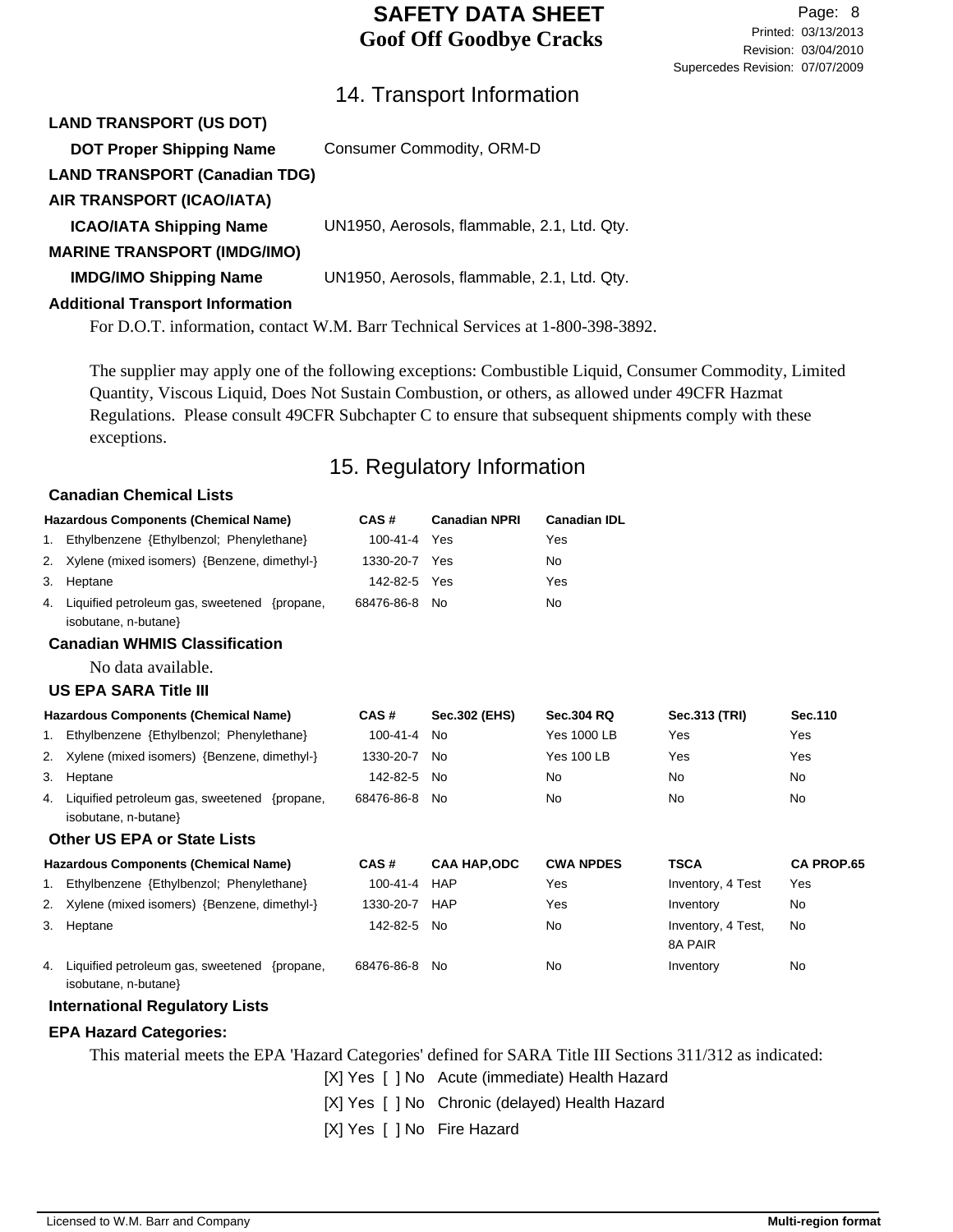## 14. Transport Information

**LAND TRANSPORT (US DOT)**

**DOT Proper Shipping Name** Consumer Commodity, ORM-D

**LAND TRANSPORT (Canadian TDG)**

**AIR TRANSPORT (ICAO/IATA)**

**ICAO/IATA Shipping Name** UN1950, Aerosols, flammable, 2.1, Ltd. Qty.

**MARINE TRANSPORT (IMDG/IMO)**

**IMDG/IMO Shipping Name** UN1950, Aerosols, flammable, 2.1, Ltd. Qty.

**Additional Transport Information**

For D.O.T. information, contact W.M. Barr Technical Services at 1-800-398-3892.

The supplier may apply one of the following exceptions: Combustible Liquid, Consumer Commodity, Limited Quantity, Viscous Liquid, Does Not Sustain Combustion, or others, as allowed under 49CFR Hazmat Regulations. Please consult 49CFR Subchapter C to ensure that subsequent shipments comply with these exceptions.

## 15. Regulatory Information

**Canadian Chemical Lists**

| Hazardous Components (Chemical Name) | CAS # | Canadian NPRI | Canadian IDL |
|---|---|---|---|
| 1. Ethylbenzene {Ethylbenzol; Phenylethane} | 100-41-4 | Yes | Yes |
| 2. Xylene (mixed isomers) {Benzene, dimethyl-} | 1330-20-7 | Yes | No |
| 3. Heptane | 142-82-5 | Yes | Yes |
| 4. Liquified petroleum gas, sweetened {propane, isobutane, n-butane} | 68476-86-8 | No | No |

**Canadian WHMIS Classification**

No data available.

**US EPA SARA Title III**

| Hazardous Components (Chemical Name) | CAS # | Sec.302 (EHS) | Sec.304 RQ | Sec.313 (TRI) | Sec.110 |
|---|---|---|---|---|---|
| 1. Ethylbenzene {Ethylbenzol; Phenylethane} | 100-41-4 | No | Yes 1000 LB | Yes | Yes |
| 2. Xylene (mixed isomers) {Benzene, dimethyl-} | 1330-20-7 | No | Yes 100 LB | Yes | Yes |
| 3. Heptane | 142-82-5 | No | No | No | No |
| 4. Liquified petroleum gas, sweetened {propane, isobutane, n-butane} | 68476-86-8 | No | No | No | No |

**Other US EPA or State Lists**

| Hazardous Components (Chemical Name) | CAS # | CAA HAP,ODC | CWA NPDES | TSCA | CA PROP.65 |
|---|---|---|---|---|---|
| 1. Ethylbenzene {Ethylbenzol; Phenylethane} | 100-41-4 | HAP | Yes | Inventory, 4 Test | Yes |
| 2. Xylene (mixed isomers) {Benzene, dimethyl-} | 1330-20-7 | HAP | Yes | Inventory | No |
| 3. Heptane | 142-82-5 | No | No | Inventory, 4 Test, 8A PAIR | No |
| 4. Liquified petroleum gas, sweetened {propane, isobutane, n-butane} | 68476-86-8 | No | No | Inventory | No |

**International Regulatory Lists**

**EPA Hazard Categories:**

This material meets the EPA 'Hazard Categories' defined for SARA Title III Sections 311/312 as indicated:

[X] Yes [ ] No Acute (immediate) Health Hazard

[X] Yes [ ] No Chronic (delayed) Health Hazard

[X] Yes [ ] No Fire Hazard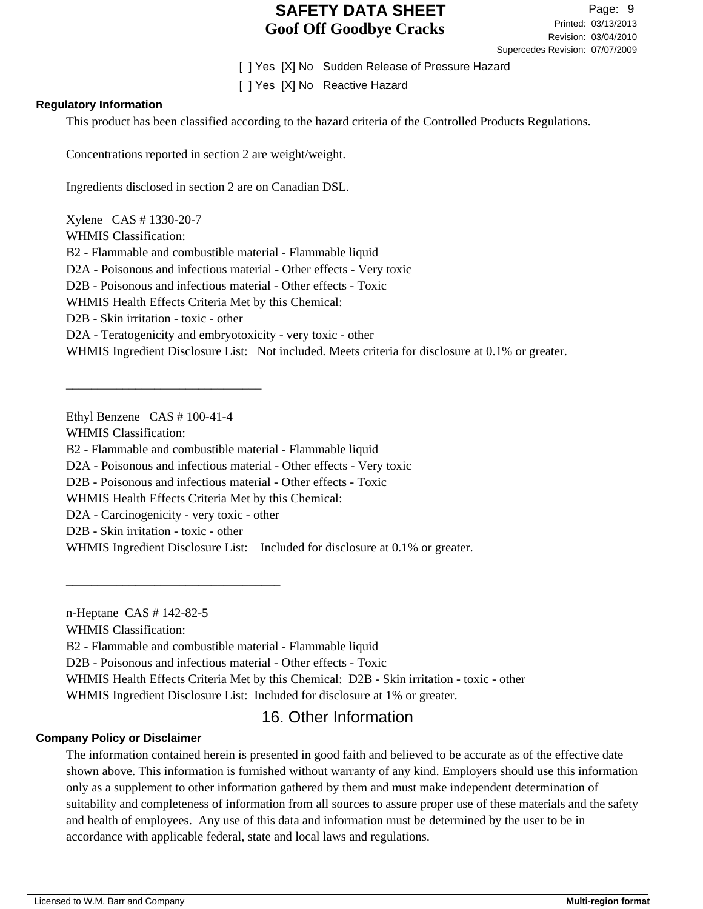[ ] Yes [X] No Sudden Release of Pressure Hazard

[ ] Yes [X] No Reactive Hazard

**Regulatory Information**

This product has been classified according to the hazard criteria of the Controlled Products Regulations.

Concentrations reported in section 2 are weight/weight.

Ingredients disclosed in section 2 are on Canadian DSL.

Xylene CAS # 1330-20-7
WHMIS Classification:
B2 - Flammable and combustible material - Flammable liquid
D2A - Poisonous and infectious material - Other effects - Very toxic
D2B - Poisonous and infectious material - Other effects - Toxic
WHMIS Health Effects Criteria Met by this Chemical:
D2B - Skin irritation - toxic - other
D2A - Teratogenicity and embryotoxicity - very toxic - other
WHMIS Ingredient Disclosure List: Not included. Meets criteria for disclosure at 0.1% or greater.

______________________________

Ethyl Benzene CAS # 100-41-4
WHMIS Classification:
B2 - Flammable and combustible material - Flammable liquid
D2A - Poisonous and infectious material - Other effects - Very toxic
D2B - Poisonous and infectious material - Other effects - Toxic
WHMIS Health Effects Criteria Met by this Chemical:
D2A - Carcinogenicity - very toxic - other
D2B - Skin irritation - toxic - other
WHMIS Ingredient Disclosure List: Included for disclosure at 0.1% or greater.

_________________________________

n-Heptane CAS # 142-82-5
WHMIS Classification:
B2 - Flammable and combustible material - Flammable liquid
D2B - Poisonous and infectious material - Other effects - Toxic
WHMIS Health Effects Criteria Met by this Chemical: D2B - Skin irritation - toxic - other
WHMIS Ingredient Disclosure List: Included for disclosure at 1% or greater.

## 16. Other Information

**Company Policy or Disclaimer**

The information contained herein is presented in good faith and believed to be accurate as of the effective date shown above. This information is furnished without warranty of any kind. Employers should use this information only as a supplement to other information gathered by them and must make independent determination of suitability and completeness of information from all sources to assure proper use of these materials and the safety and health of employees. Any use of this data and information must be determined by the user to be in accordance with applicable federal, state and local laws and regulations.